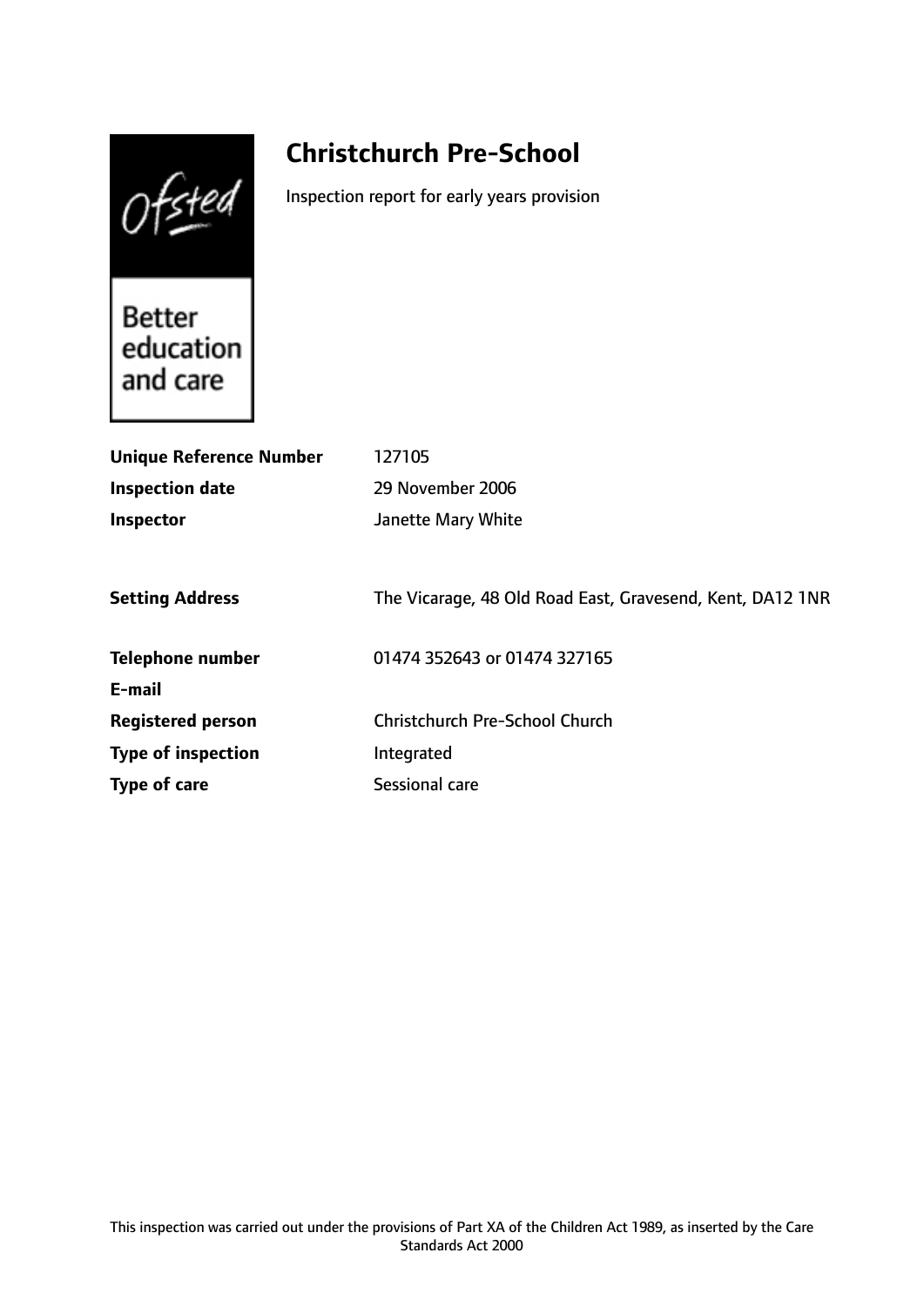# Christchurch Pre-School

Inspection report for early years provision

| | |
|---|---|
| **Unique Reference Number** | 127105 |
| **Inspection date** | 29 November 2006 |
| **Inspector** | Janette Mary White |
| | |
| **Setting Address** | The Vicarage, 48 Old Road East, Gravesend, Kent, DA12 1NR |
| | |
| **Telephone number** | 01474 352643 or 01474 327165 |
| **E-mail** | |
| **Registered person** | Christchurch Pre-School Church |
| **Type of inspection** | Integrated |
| **Type of care** | Sessional care |

This inspection was carried out under the provisions of Part XA of the Children Act 1989, as inserted by the Care Standards Act 2000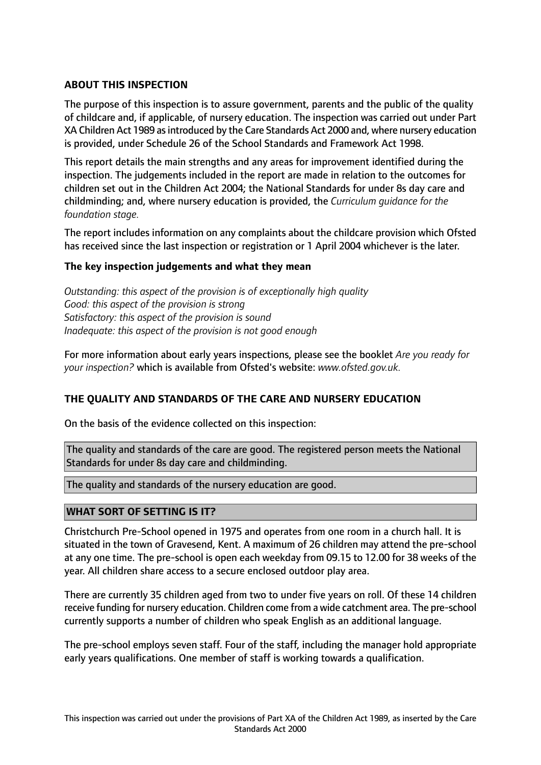### ABOUT THIS INSPECTION

The purpose of this inspection is to assure government, parents and the public of the quality of childcare and, if applicable, of nursery education. The inspection was carried out under Part XA Children Act 1989 as introduced by the Care Standards Act 2000 and, where nursery education is provided, under Schedule 26 of the School Standards and Framework Act 1998.

This report details the main strengths and any areas for improvement identified during the inspection. The judgements included in the report are made in relation to the outcomes for children set out in the Children Act 2004; the National Standards for under 8s day care and childminding; and, where nursery education is provided, the *Curriculum guidance for the foundation stage.*

The report includes information on any complaints about the childcare provision which Ofsted has received since the last inspection or registration or 1 April 2004 whichever is the later.

**The key inspection judgements and what they mean**

*Outstanding: this aspect of the provision is of exceptionally high quality*
*Good: this aspect of the provision is strong*
*Satisfactory: this aspect of the provision is sound*
*Inadequate: this aspect of the provision is not good enough*

For more information about early years inspections, please see the booklet *Are you ready for your inspection?* which is available from Ofsted's website: *www.ofsted.gov.uk.*

### THE QUALITY AND STANDARDS OF THE CARE AND NURSERY EDUCATION

On the basis of the evidence collected on this inspection:

The quality and standards of the care are good. The registered person meets the National Standards for under 8s day care and childminding.

The quality and standards of the nursery education are good.

### WHAT SORT OF SETTING IS IT?

Christchurch Pre-School opened in 1975 and operates from one room in a church hall. It is situated in the town of Gravesend, Kent. A maximum of 26 children may attend the pre-school at any one time. The pre-school is open each weekday from 09.15 to 12.00 for 38 weeks of the year. All children share access to a secure enclosed outdoor play area.

There are currently 35 children aged from two to under five years on roll. Of these 14 children receive funding for nursery education. Children come from a wide catchment area. The pre-school currently supports a number of children who speak English as an additional language.

The pre-school employs seven staff. Four of the staff, including the manager hold appropriate early years qualifications. One member of staff is working towards a qualification.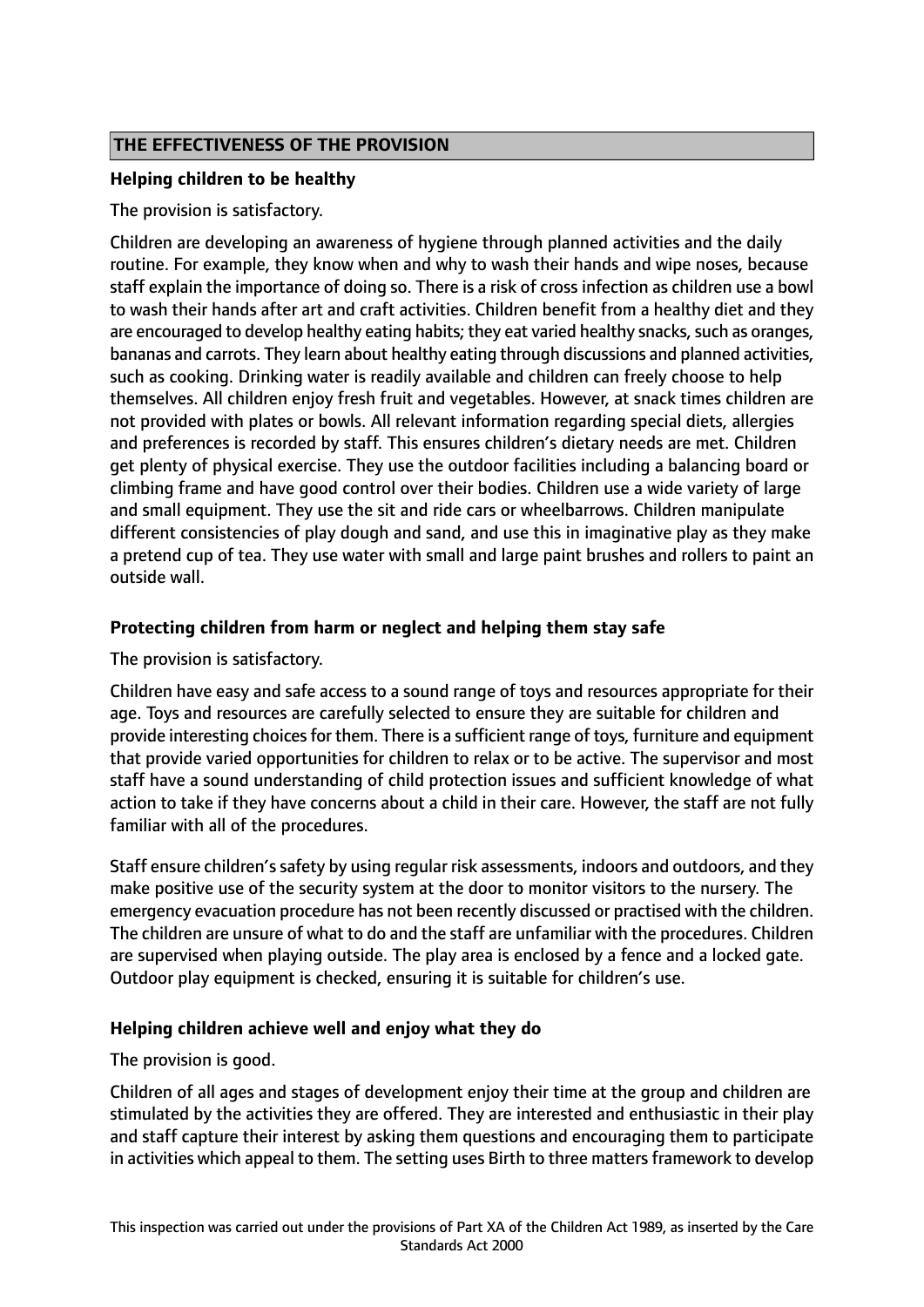## THE EFFECTIVENESS OF THE PROVISION

**Helping children to be healthy**

The provision is satisfactory.

Children are developing an awareness of hygiene through planned activities and the daily routine. For example, they know when and why to wash their hands and wipe noses, because staff explain the importance of doing so. There is a risk of cross infection as children use a bowl to wash their hands after art and craft activities. Children benefit from a healthy diet and they are encouraged to develop healthy eating habits; they eat varied healthy snacks, such as oranges, bananas and carrots. They learn about healthy eating through discussions and planned activities, such as cooking. Drinking water is readily available and children can freely choose to help themselves. All children enjoy fresh fruit and vegetables. However, at snack times children are not provided with plates or bowls. All relevant information regarding special diets, allergies and preferences is recorded by staff. This ensures children's dietary needs are met. Children get plenty of physical exercise. They use the outdoor facilities including a balancing board or climbing frame and have good control over their bodies. Children use a wide variety of large and small equipment. They use the sit and ride cars or wheelbarrows. Children manipulate different consistencies of play dough and sand, and use this in imaginative play as they make a pretend cup of tea. They use water with small and large paint brushes and rollers to paint an outside wall.

**Protecting children from harm or neglect and helping them stay safe**

The provision is satisfactory.

Children have easy and safe access to a sound range of toys and resources appropriate for their age. Toys and resources are carefully selected to ensure they are suitable for children and provide interesting choices for them. There is a sufficient range of toys, furniture and equipment that provide varied opportunities for children to relax or to be active. The supervisor and most staff have a sound understanding of child protection issues and sufficient knowledge of what action to take if they have concerns about a child in their care. However, the staff are not fully familiar with all of the procedures.

Staff ensure children's safety by using regular risk assessments, indoors and outdoors, and they make positive use of the security system at the door to monitor visitors to the nursery. The emergency evacuation procedure has not been recently discussed or practised with the children. The children are unsure of what to do and the staff are unfamiliar with the procedures. Children are supervised when playing outside. The play area is enclosed by a fence and a locked gate. Outdoor play equipment is checked, ensuring it is suitable for children's use.

**Helping children achieve well and enjoy what they do**

The provision is good.

Children of all ages and stages of development enjoy their time at the group and children are stimulated by the activities they are offered. They are interested and enthusiastic in their play and staff capture their interest by asking them questions and encouraging them to participate in activities which appeal to them. The setting uses Birth to three matters framework to develop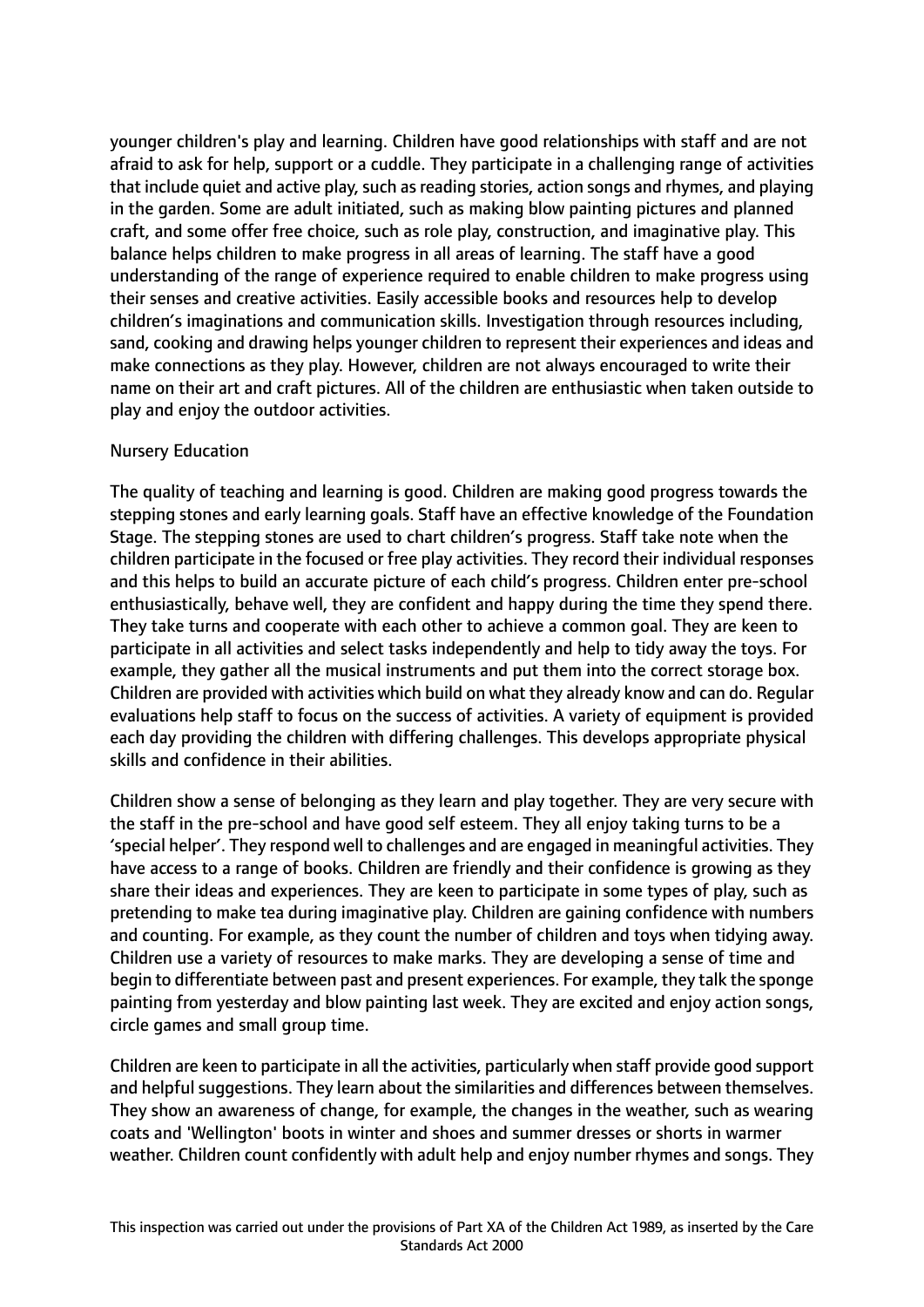younger children's play and learning. Children have good relationships with staff and are not afraid to ask for help, support or a cuddle. They participate in a challenging range of activities that include quiet and active play, such as reading stories, action songs and rhymes, and playing in the garden. Some are adult initiated, such as making blow painting pictures and planned craft, and some offer free choice, such as role play, construction, and imaginative play. This balance helps children to make progress in all areas of learning. The staff have a good understanding of the range of experience required to enable children to make progress using their senses and creative activities. Easily accessible books and resources help to develop children's imaginations and communication skills. Investigation through resources including, sand, cooking and drawing helps younger children to represent their experiences and ideas and make connections as they play. However, children are not always encouraged to write their name on their art and craft pictures. All of the children are enthusiastic when taken outside to play and enjoy the outdoor activities.

Nursery Education

The quality of teaching and learning is good. Children are making good progress towards the stepping stones and early learning goals. Staff have an effective knowledge of the Foundation Stage. The stepping stones are used to chart children's progress. Staff take note when the children participate in the focused or free play activities. They record their individual responses and this helps to build an accurate picture of each child's progress. Children enter pre-school enthusiastically, behave well, they are confident and happy during the time they spend there. They take turns and cooperate with each other to achieve a common goal. They are keen to participate in all activities and select tasks independently and help to tidy away the toys. For example, they gather all the musical instruments and put them into the correct storage box. Children are provided with activities which build on what they already know and can do. Regular evaluations help staff to focus on the success of activities. A variety of equipment is provided each day providing the children with differing challenges. This develops appropriate physical skills and confidence in their abilities.

Children show a sense of belonging as they learn and play together. They are very secure with the staff in the pre-school and have good self esteem. They all enjoy taking turns to be a 'special helper'. They respond well to challenges and are engaged in meaningful activities. They have access to a range of books. Children are friendly and their confidence is growing as they share their ideas and experiences. They are keen to participate in some types of play, such as pretending to make tea during imaginative play. Children are gaining confidence with numbers and counting. For example, as they count the number of children and toys when tidying away. Children use a variety of resources to make marks. They are developing a sense of time and begin to differentiate between past and present experiences. For example, they talk the sponge painting from yesterday and blow painting last week. They are excited and enjoy action songs, circle games and small group time.

Children are keen to participate in all the activities, particularly when staff provide good support and helpful suggestions. They learn about the similarities and differences between themselves. They show an awareness of change, for example, the changes in the weather, such as wearing coats and 'Wellington' boots in winter and shoes and summer dresses or shorts in warmer weather. Children count confidently with adult help and enjoy number rhymes and songs. They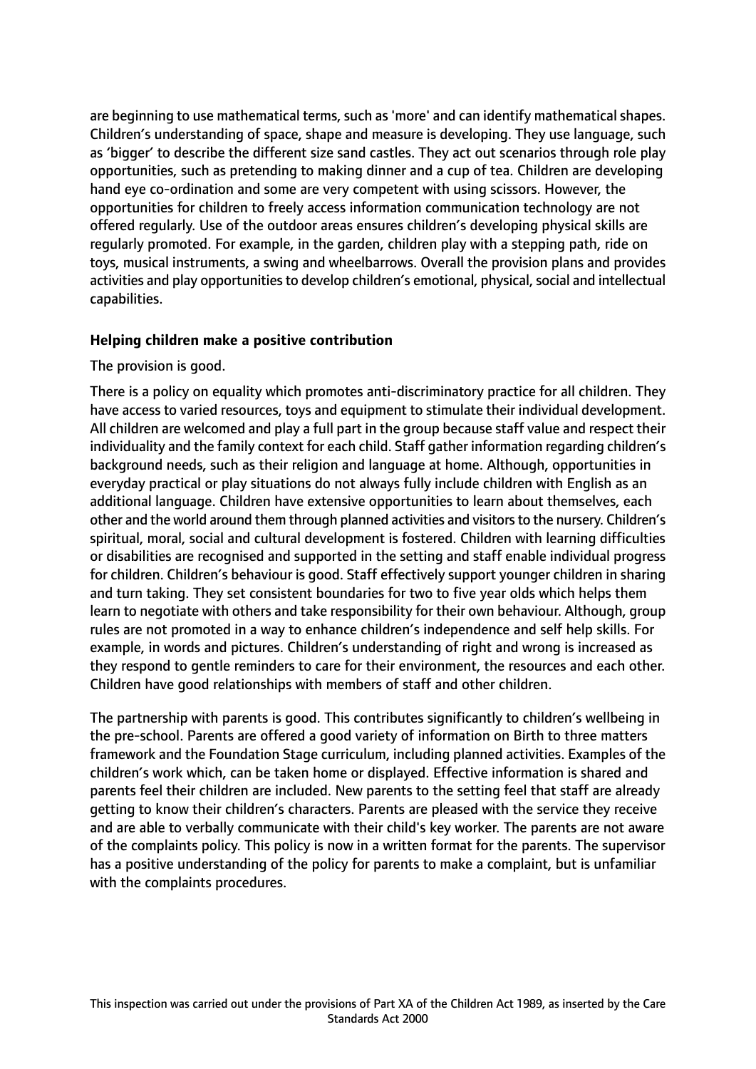are beginning to use mathematical terms, such as 'more' and can identify mathematical shapes. Children's understanding of space, shape and measure is developing. They use language, such as 'bigger' to describe the different size sand castles. They act out scenarios through role play opportunities, such as pretending to making dinner and a cup of tea. Children are developing hand eye co-ordination and some are very competent with using scissors. However, the opportunities for children to freely access information communication technology are not offered regularly. Use of the outdoor areas ensures children's developing physical skills are regularly promoted. For example, in the garden, children play with a stepping path, ride on toys, musical instruments, a swing and wheelbarrows. Overall the provision plans and provides activities and play opportunities to develop children's emotional, physical, social and intellectual capabilities.

**Helping children make a positive contribution**

The provision is good.

There is a policy on equality which promotes anti-discriminatory practice for all children. They have access to varied resources, toys and equipment to stimulate their individual development. All children are welcomed and play a full part in the group because staff value and respect their individuality and the family context for each child. Staff gather information regarding children's background needs, such as their religion and language at home. Although, opportunities in everyday practical or play situations do not always fully include children with English as an additional language. Children have extensive opportunities to learn about themselves, each other and the world around them through planned activities and visitors to the nursery. Children's spiritual, moral, social and cultural development is fostered. Children with learning difficulties or disabilities are recognised and supported in the setting and staff enable individual progress for children. Children's behaviour is good. Staff effectively support younger children in sharing and turn taking. They set consistent boundaries for two to five year olds which helps them learn to negotiate with others and take responsibility for their own behaviour. Although, group rules are not promoted in a way to enhance children's independence and self help skills. For example, in words and pictures. Children's understanding of right and wrong is increased as they respond to gentle reminders to care for their environment, the resources and each other. Children have good relationships with members of staff and other children.

The partnership with parents is good. This contributes significantly to children's wellbeing in the pre-school. Parents are offered a good variety of information on Birth to three matters framework and the Foundation Stage curriculum, including planned activities. Examples of the children's work which, can be taken home or displayed. Effective information is shared and parents feel their children are included. New parents to the setting feel that staff are already getting to know their children's characters. Parents are pleased with the service they receive and are able to verbally communicate with their child's key worker. The parents are not aware of the complaints policy. This policy is now in a written format for the parents. The supervisor has a positive understanding of the policy for parents to make a complaint, but is unfamiliar with the complaints procedures.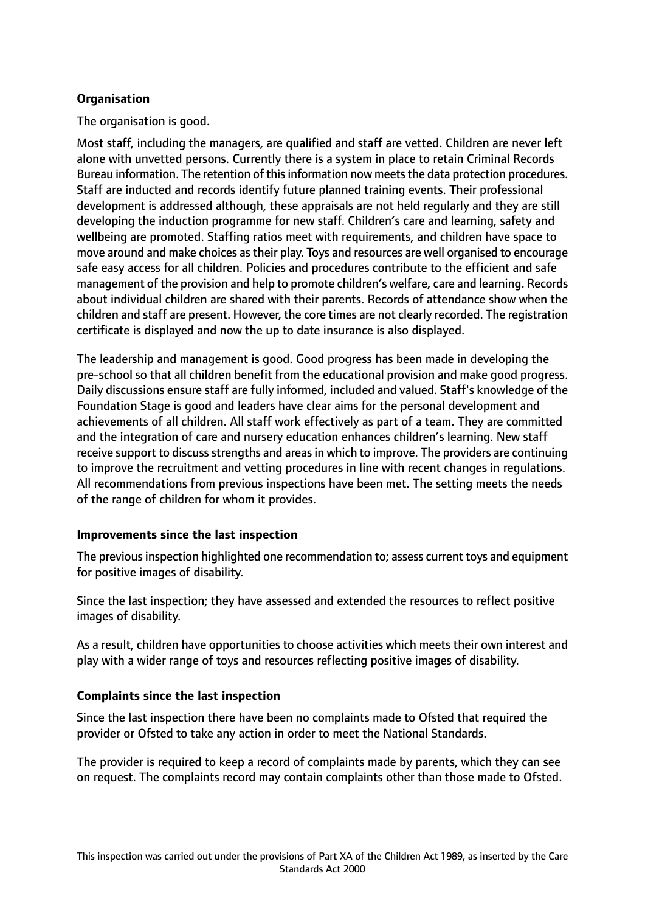**Organisation**

The organisation is good.

Most staff, including the managers, are qualified and staff are vetted. Children are never left alone with unvetted persons. Currently there is a system in place to retain Criminal Records Bureau information. The retention of this information now meets the data protection procedures. Staff are inducted and records identify future planned training events. Their professional development is addressed although, these appraisals are not held regularly and they are still developing the induction programme for new staff. Children's care and learning, safety and wellbeing are promoted. Staffing ratios meet with requirements, and children have space to move around and make choices as their play. Toys and resources are well organised to encourage safe easy access for all children. Policies and procedures contribute to the efficient and safe management of the provision and help to promote children's welfare, care and learning. Records about individual children are shared with their parents. Records of attendance show when the children and staff are present. However, the core times are not clearly recorded. The registration certificate is displayed and now the up to date insurance is also displayed.

The leadership and management is good. Good progress has been made in developing the pre-school so that all children benefit from the educational provision and make good progress. Daily discussions ensure staff are fully informed, included and valued. Staff's knowledge of the Foundation Stage is good and leaders have clear aims for the personal development and achievements of all children. All staff work effectively as part of a team. They are committed and the integration of care and nursery education enhances children's learning. New staff receive support to discuss strengths and areas in which to improve. The providers are continuing to improve the recruitment and vetting procedures in line with recent changes in regulations. All recommendations from previous inspections have been met. The setting meets the needs of the range of children for whom it provides.

**Improvements since the last inspection**

The previous inspection highlighted one recommendation to; assess current toys and equipment for positive images of disability.

Since the last inspection; they have assessed and extended the resources to reflect positive images of disability.

As a result, children have opportunities to choose activities which meets their own interest and play with a wider range of toys and resources reflecting positive images of disability.

**Complaints since the last inspection**

Since the last inspection there have been no complaints made to Ofsted that required the provider or Ofsted to take any action in order to meet the National Standards.

The provider is required to keep a record of complaints made by parents, which they can see on request. The complaints record may contain complaints other than those made to Ofsted.

This inspection was carried out under the provisions of Part XA of the Children Act 1989, as inserted by the Care Standards Act 2000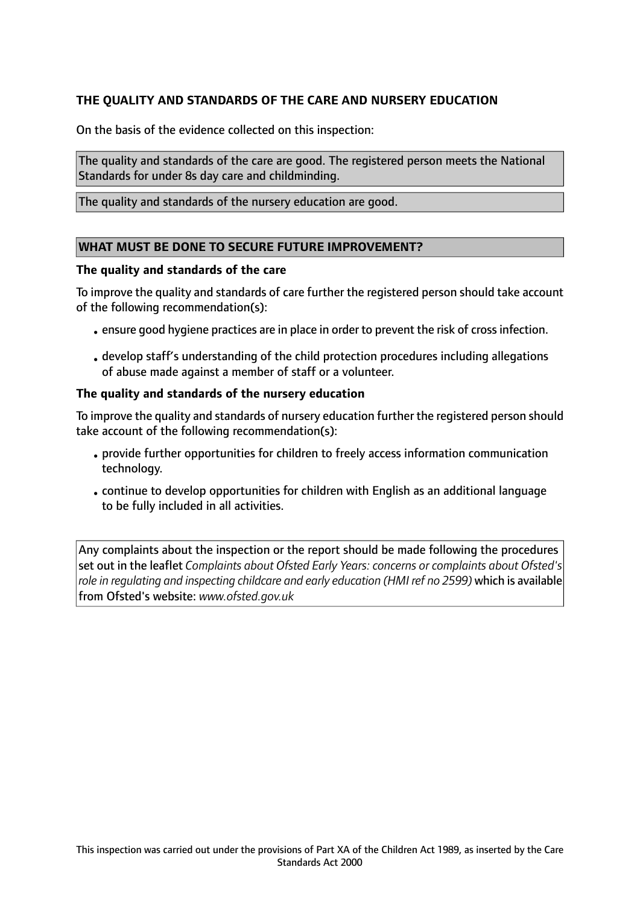## THE QUALITY AND STANDARDS OF THE CARE AND NURSERY EDUCATION

On the basis of the evidence collected on this inspection:

The quality and standards of the care are good. The registered person meets the National Standards for under 8s day care and childminding.

The quality and standards of the nursery education are good.

## WHAT MUST BE DONE TO SECURE FUTURE IMPROVEMENT?

### The quality and standards of the care

To improve the quality and standards of care further the registered person should take account of the following recommendation(s):

- ensure good hygiene practices are in place in order to prevent the risk of cross infection.
- develop staff's understanding of the child protection procedures including allegations of abuse made against a member of staff or a volunteer.

### The quality and standards of the nursery education

To improve the quality and standards of nursery education further the registered person should take account of the following recommendation(s):

- provide further opportunities for children to freely access information communication technology.
- continue to develop opportunities for children with English as an additional language to be fully included in all activities.

Any complaints about the inspection or the report should be made following the procedures set out in the leaflet *Complaints about Ofsted Early Years: concerns or complaints about Ofsted's role in regulating and inspecting childcare and early education (HMI ref no 2599)* which is available from Ofsted's website: *www.ofsted.gov.uk*

This inspection was carried out under the provisions of Part XA of the Children Act 1989, as inserted by the Care Standards Act 2000